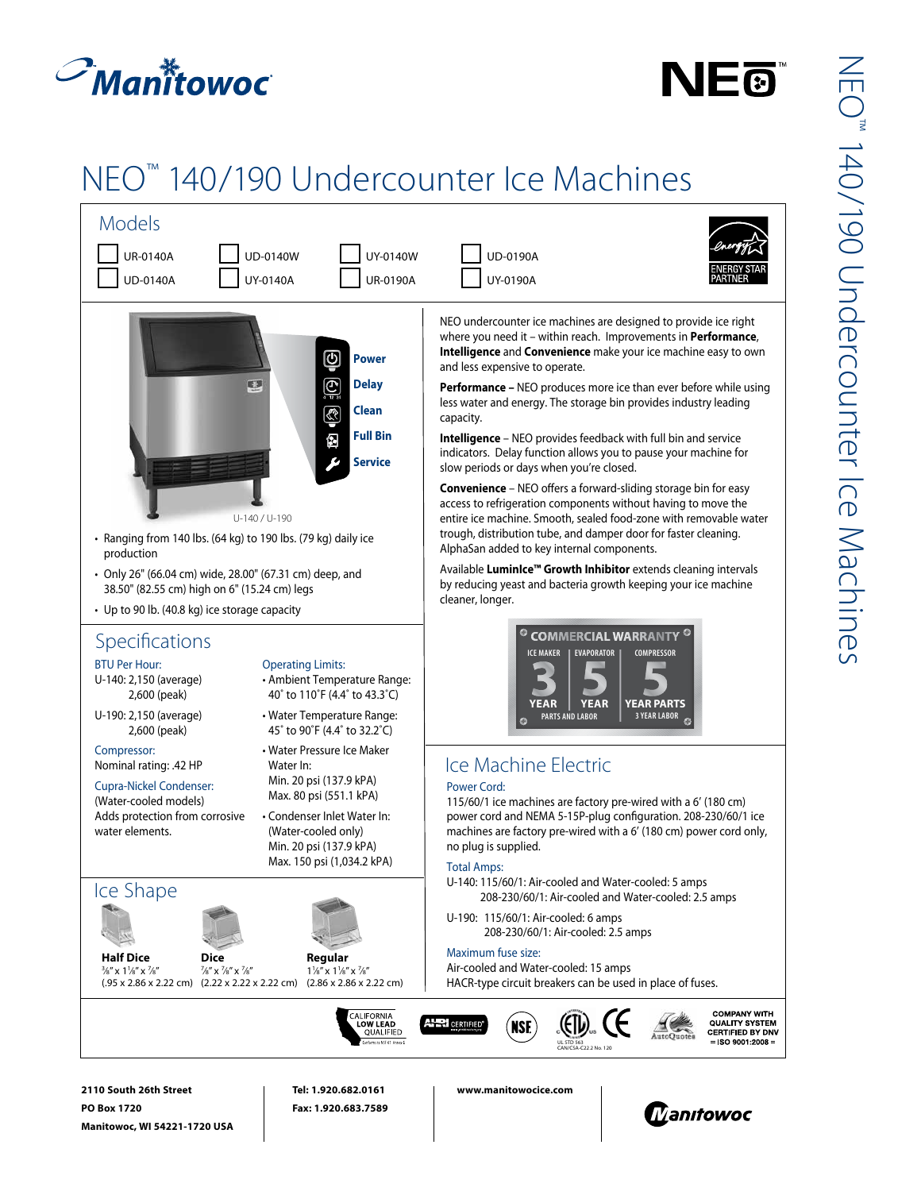Manitowoc

NEO™

# NEO™ 140/190 Undercounter Ice Machines

## Models

- UR-0140A
- UD-0140A
- UD-0140W
- UY-0140A
- UY-0140W
- UR-0190A
- UD-0190A
- UY-0190A

ENERGY STAR PARTNER

Power
Delay
Clean
Full Bin
Service

U-140 / U-190

- Ranging from 140 lbs. (64 kg) to 190 lbs. (79 kg) daily ice production
- Only 26" (66.04 cm) wide, 28.00" (67.31 cm) deep, and 38.50" (82.55 cm) high on 6" (15.24 cm) legs
- Up to 90 lb. (40.8 kg) ice storage capacity

NEO undercounter ice machines are designed to provide ice right where you need it – within reach. Improvements in **Performance**, **Intelligence** and **Convenience** make your ice machine easy to own and less expensive to operate.

**Performance –** NEO produces more ice than ever before while using less water and energy. The storage bin provides industry leading capacity.

**Intelligence** – NEO provides feedback with full bin and service indicators. Delay function allows you to pause your machine for slow periods or days when you're closed.

**Convenience** – NEO offers a forward-sliding storage bin for easy access to refrigeration components without having to move the entire ice machine. Smooth, sealed food-zone with removable water trough, distribution tube, and damper door for faster cleaning. AlphaSan added to key internal components.

Available **LuminIce™ Growth Inhibitor** extends cleaning intervals by reducing yeast and bacteria growth keeping your ice machine cleaner, longer.

COMMERCIAL WARRANTY
ICE MAKER 3 YEAR PARTS AND LABOR | EVAPORATOR 5 YEAR | COMPRESSOR 5 YEAR PARTS 3 YEAR LABOR

## Specifications

**BTU Per Hour:**
U-140: 2,150 (average)
2,600 (peak)
U-190: 2,150 (average)
2,600 (peak)

**Compressor:**
Nominal rating: .42 HP

**Cupra-Nickel Condenser:**
(Water-cooled models)
Adds protection from corrosive water elements.

**Operating Limits:**
- Ambient Temperature Range: 40˚ to 110˚F (4.4˚ to 43.3˚C)
- Water Temperature Range: 45˚ to 90˚F (4.4˚ to 32.2˚C)
- Water Pressure Ice Maker Water In: Min. 20 psi (137.9 kPA) Max. 80 psi (551.1 kPA)
- Condenser Inlet Water In: (Water-cooled only) Min. 20 psi (137.9 kPA) Max. 150 psi (1,034.2 kPA)

## Ice Shape

| Half Dice | Dice | Regular |
|---|---|---|
| 3/8" x 1 1/8" x 7/8" | 7/8" x 7/8" x 7/8" | 1 1/8" x 1 1/8" x 7/8" |
| (.95 x 2.86 x 2.22 cm) | (2.22 x 2.22 x 2.22 cm) | (2.86 x 2.86 x 2.22 cm) |

## Ice Machine Electric

**Power Cord:**
115/60/1 ice machines are factory pre-wired with a 6' (180 cm) power cord and NEMA 5-15P-plug configuration. 208-230/60/1 ice machines are factory pre-wired with a 6' (180 cm) power cord only, no plug is supplied.

**Total Amps:**
U-140: 115/60/1: Air-cooled and Water-cooled: 5 amps
208-230/60/1: Air-cooled and Water-cooled: 2.5 amps

U-190: 115/60/1: Air-cooled: 6 amps
208-230/60/1: Air-cooled: 2.5 amps

**Maximum fuse size:**
Air-cooled and Water-cooled: 15 amps
HACR-type circuit breakers can be used in place of fuses.

CALIFORNIA LOW LEAD QUALIFIED · AHRI CERTIFIED · NSF · ETL · CE · AutoQuotes · COMPANY WITH QUALITY SYSTEM CERTIFIED BY DNV = ISO 9001:2008 =

2110 South 26th Street
PO Box 1720
Manitowoc, WI 54221-1720 USA

Tel: 1.920.682.0161
Fax: 1.920.683.7589

www.manitowocice.com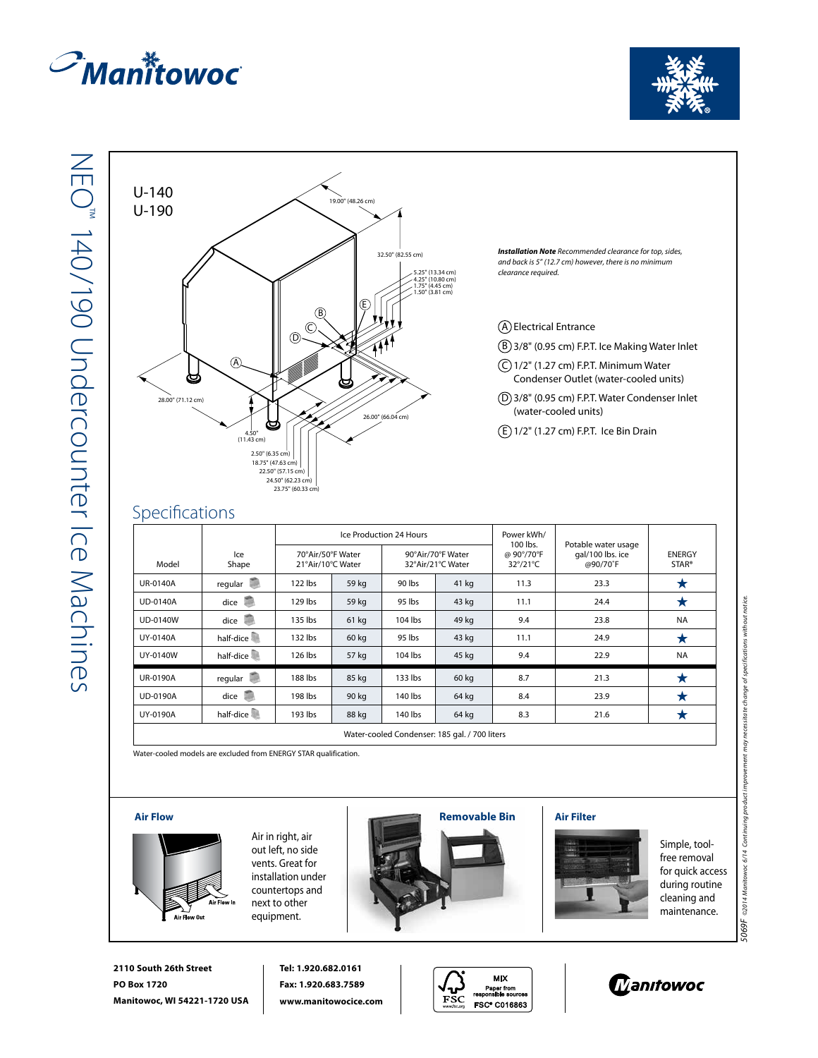# NEO™ 140/190 Undercounter Ice Machines

U-140
U-190

19.00" (48.26 cm)
32.50" (82.55 cm)
5.25" (13.34 cm)
4.25" (10.80 cm)
1.75" (4.45 cm)
1.50" (3.81 cm)
28.00" (71.12 cm)
26.00" (66.04 cm)
4.50" (11.43 cm)
2.50" (6.35 cm)
18.75" (47.63 cm)
22.50" (57.15 cm)
24.50" (62.23 cm)
23.75" (60.33 cm)

***Installation Note*** *Recommended clearance for top, sides, and back is 5" (12.7 cm) however, there is no minimum clearance required.*

- Ⓐ Electrical Entrance
- Ⓑ 3/8" (0.95 cm) F.P.T. Ice Making Water Inlet
- Ⓒ 1/2" (1.27 cm) F.P.T. Minimum Water Condenser Outlet (water-cooled units)
- Ⓓ 3/8" (0.95 cm) F.P.T. Water Condenser Inlet (water-cooled units)
- Ⓔ 1/2" (1.27 cm) F.P.T. Ice Bin Drain

## Specifications

| Model | Ice Shape | Ice Production 24 Hours | | | | Power kWh/ 100 lbs. @ 90°/70°F 32°/21°C | Potable water usage gal/100 lbs. ice @90/70°F | ENERGY STAR® |
|---|---|---|---|---|---|---|---|---|
| | | 70°Air/50°F Water 21°Air/10°C Water | | 90°Air/70°F Water 32°Air/21°C Water | | | | |
| UR-0140A | regular | 122 lbs | 59 kg | 90 lbs | 41 kg | 11.3 | 23.3 | ★ |
| UD-0140A | dice | 129 lbs | 59 kg | 95 lbs | 43 kg | 11.1 | 24.4 | ★ |
| UD-0140W | dice | 135 lbs | 61 kg | 104 lbs | 49 kg | 9.4 | 23.8 | NA |
| UY-0140A | half-dice | 132 lbs | 60 kg | 95 lbs | 43 kg | 11.1 | 24.9 | ★ |
| UY-0140W | half-dice | 126 lbs | 57 kg | 104 lbs | 45 kg | 9.4 | 22.9 | NA |
| UR-0190A | regular | 188 lbs | 85 kg | 133 lbs | 60 kg | 8.7 | 21.3 | ★ |
| UD-0190A | dice | 198 lbs | 90 kg | 140 lbs | 64 kg | 8.4 | 23.9 | ★ |
| UY-0190A | half-dice | 193 lbs | 88 kg | 140 lbs | 64 kg | 8.3 | 21.6 | ★ |
| Water-cooled Condenser: 185 gal. / 700 liters | | | | | | | | |

Water-cooled models are excluded from ENERGY STAR qualification.

### Air Flow

Air Flow In
Air Flow Out

Air in right, air out left, no side vents. Great for installation under countertops and next to other equipment.

### Removable Bin

### Air Filter

Simple, tool-free removal for quick access during routine cleaning and maintenance.

5069F ©2014 Manitowoc 6/14 Continuing product improvement may necessitate change of specifications without notice.

**2110 South 26th Street**
**PO Box 1720**
**Manitowoc, WI 54221-1720 USA**

**Tel: 1.920.682.0161**
**Fax: 1.920.683.7589**
**www.manitowocice.com**

FSC MIX Paper from responsible sources FSC® C016863